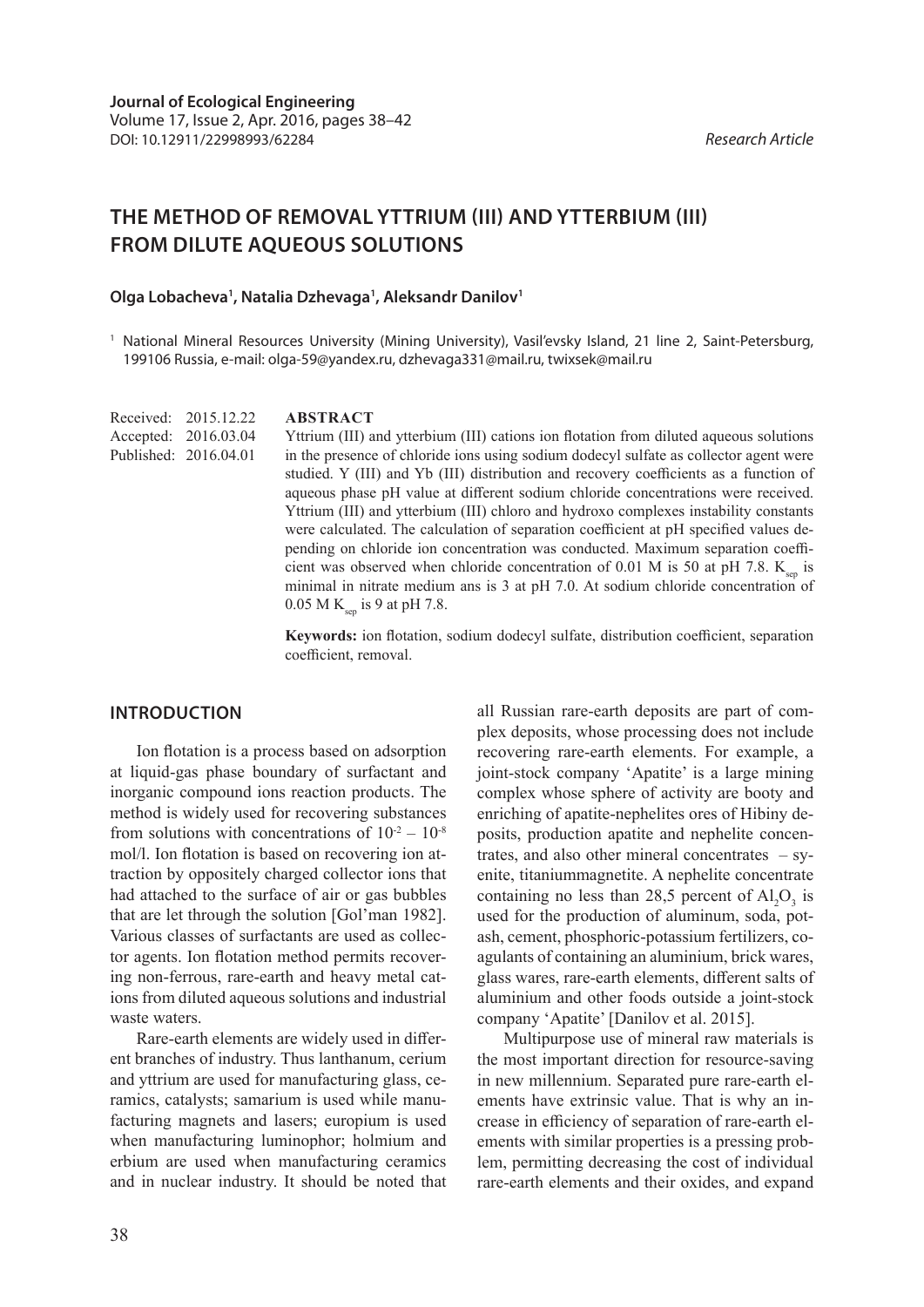**Journal of Ecological Engineering**
Volume 17, Issue 2, Apr. 2016, pages 38–42
DOI: 10.12911/22998993/62284

*Research Article*

# THE METHOD OF REMOVAL YTTRIUM (III) AND YTTERBIUM (III) FROM DILUTE AQUEOUS SOLUTIONS

**Olga Lobacheva[1], Natalia Dzhevaga[1], Aleksandr Danilov[1]**

[1] National Mineral Resources University (Mining University), Vasil'evsky Island, 21 line 2, Saint-Petersburg, 199106 Russia, e-mail: olga-59@yandex.ru, dzhevaga331@mail.ru, twixsek@mail.ru

Received: 2015.12.22
Accepted: 2016.03.04
Published: 2016.04.01

## ABSTRACT

Yttrium (III) and ytterbium (III) cations ion flotation from diluted aqueous solutions in the presence of chloride ions using sodium dodecyl sulfate as collector agent were studied. Y (III) and Yb (III) distribution and recovery coefficients as a function of aqueous phase pH value at different sodium chloride concentrations were received. Yttrium (III) and ytterbium (III) chloro and hydroxo complexes instability constants were calculated. The calculation of separation coefficient at pH specified values depending on chloride ion concentration was conducted. Maximum separation coefficient was observed when chloride concentration of 0.01 M is 50 at pH 7.8. $K_{sep}$ is minimal in nitrate medium ans is 3 at pH 7.0. At sodium chloride concentration of 0.05 M $K_{sep}$ is 9 at pH 7.8.

**Keywords:** ion flotation, sodium dodecyl sulfate, distribution coefficient, separation coefficient, removal.

## INTRODUCTION

Ion flotation is a process based on adsorption at liquid-gas phase boundary of surfactant and inorganic compound ions reaction products. The method is widely used for recovering substances from solutions with concentrations of $10^{-2} – 10^{-8}$ mol/l. Ion flotation is based on recovering ion attraction by oppositely charged collector ions that had attached to the surface of air or gas bubbles that are let through the solution [Gol'man 1982]. Various classes of surfactants are used as collector agents. Ion flotation method permits recovering non-ferrous, rare-earth and heavy metal cations from diluted aqueous solutions and industrial waste waters.

Rare-earth elements are widely used in different branches of industry. Thus lanthanum, cerium and yttrium are used for manufacturing glass, ceramics, catalysts; samarium is used while manufacturing magnets and lasers; europium is used when manufacturing luminophor; holmium and erbium are used when manufacturing ceramics and in nuclear industry. It should be noted that all Russian rare-earth deposits are part of complex deposits, whose processing does not include recovering rare-earth elements. For example, a joint-stock company 'Apatite' is a large mining complex whose sphere of activity are booty and enriching of apatite-nephelites ores of Hibiny deposits, production apatite and nephelite concentrates, and also other mineral concentrates – syenite, titaniummagnetite. A nephelite concentrate containing no less than 28,5 percent of $Al_2O_3$ is used for the production of aluminum, soda, potash, cement, phosphoric-potassium fertilizers, coagulants of containing an aluminium, brick wares, glass wares, rare-earth elements, different salts of aluminium and other foods outside a joint-stock company 'Apatite' [Danilov et al. 2015].

Multipurpose use of mineral raw materials is the most important direction for resource-saving in new millennium. Separated pure rare-earth elements have extrinsic value. That is why an increase in efficiency of separation of rare-earth elements with similar properties is a pressing problem, permitting decreasing the cost of individual rare-earth elements and their oxides, and expand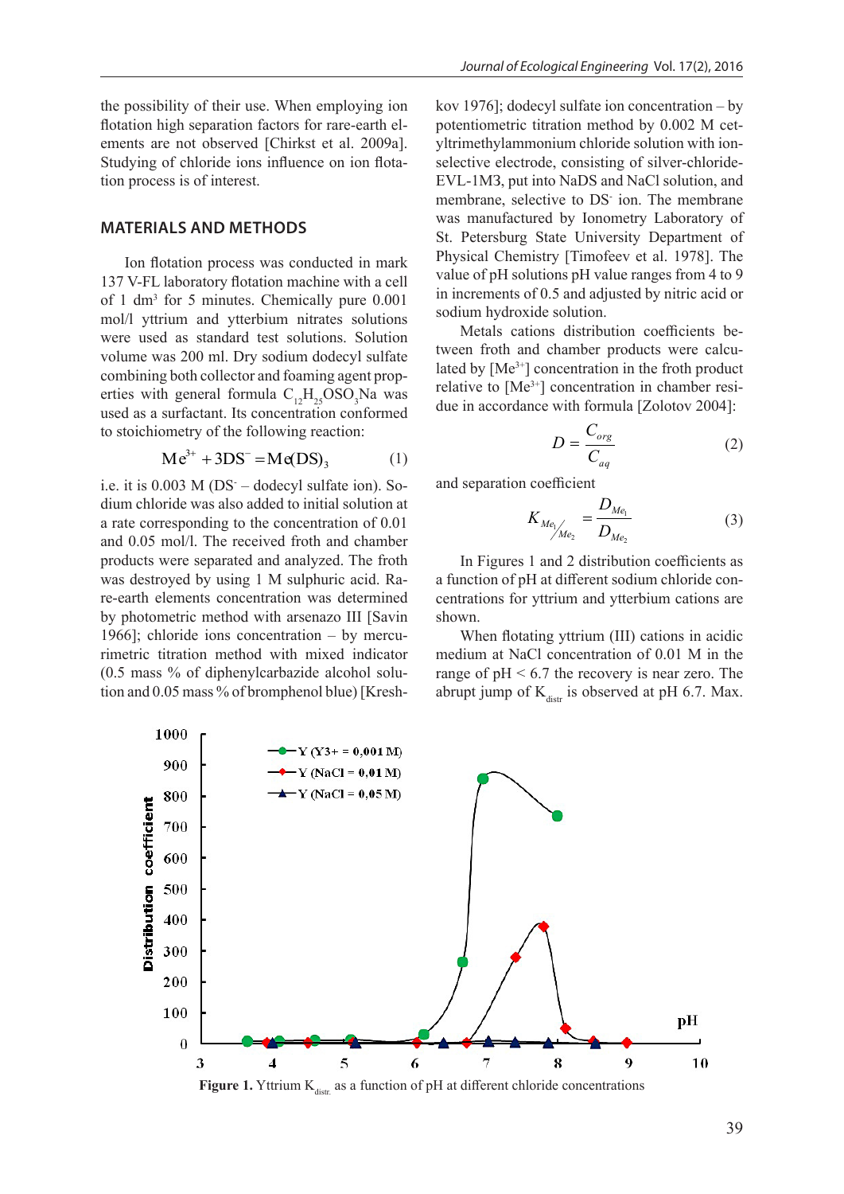the possibility of their use. When employing ion flotation high separation factors for rare-earth elements are not observed [Chirkst et al. 2009a]. Studying of chloride ions influence on ion flotation process is of interest.

## MATERIALS AND METHODS

Ion flotation process was conducted in mark 137 V-FL laboratory flotation machine with a cell of 1 dm$^3$ for 5 minutes. Chemically pure 0.001 mol/l yttrium and ytterbium nitrates solutions were used as standard test solutions. Solution volume was 200 ml. Dry sodium dodecyl sulfate combining both collector and foaming agent properties with general formula $C_{12}H_{25}OSO_3Na$ was used as a surfactant. Its concentration conformed to stoichiometry of the following reaction:

$$Me^{3+} + 3DS^{-} = Me(DS)_3 \tag{1}$$

i.e. it is 0.003 M ($DS^-$ – dodecyl sulfate ion). Sodium chloride was also added to initial solution at a rate corresponding to the concentration of 0.01 and 0.05 mol/l. The received froth and chamber products were separated and analyzed. The froth was destroyed by using 1 M sulphuric acid. Rare-earth elements concentration was determined by photometric method with arsenazo III [Savin 1966]; chloride ions concentration – by mercurimetric titration method with mixed indicator (0.5 mass % of diphenylcarbazide alcohol solution and 0.05 mass % of bromphenol blue) [Kreshkov 1976]; dodecyl sulfate ion concentration – by potentiometric titration method by 0.002 M cetyltrimethylammonium chloride solution with ion-selective electrode, consisting of silver-chloride-electrode EVL-1M3, put into NaDS and NaCl solution, and membrane, selective to $DS^-$ ion. The membrane was manufactured by Ionometry Laboratory of St. Petersburg State University Department of Physical Chemistry [Timofeev et al. 1978]. The value of pH solutions pH value ranges from 4 to 9 in increments of 0.5 and adjusted by nitric acid or sodium hydroxide solution.

Metals cations distribution coefficients between froth and chamber products were calculated by $[Me^{3+}]$ concentration in the froth product relative to $[Me^{3+}]$ concentration in chamber residue in accordance with formula [Zolotov 2004]:

$$D = \frac{C_{org}}{C_{aq}} \tag{2}$$

and separation coefficient

$$K_{Me_1/Me_2} = \frac{D_{Me_1}}{D_{Me_2}} \tag{3}$$

In Figures 1 and 2 distribution coefficients as a function of pH at different sodium chloride concentrations for yttrium and ytterbium cations are shown.

When flotating yttrium (III) cations in acidic medium at NaCl concentration of 0.01 M in the range of pH < 6.7 the recovery is near zero. The abrupt jump of $K_{distr}$ is observed at pH 6.7. Max.

**Figure 1.** Yttrium $K_{distr.}$ as a function of pH at different chloride concentrations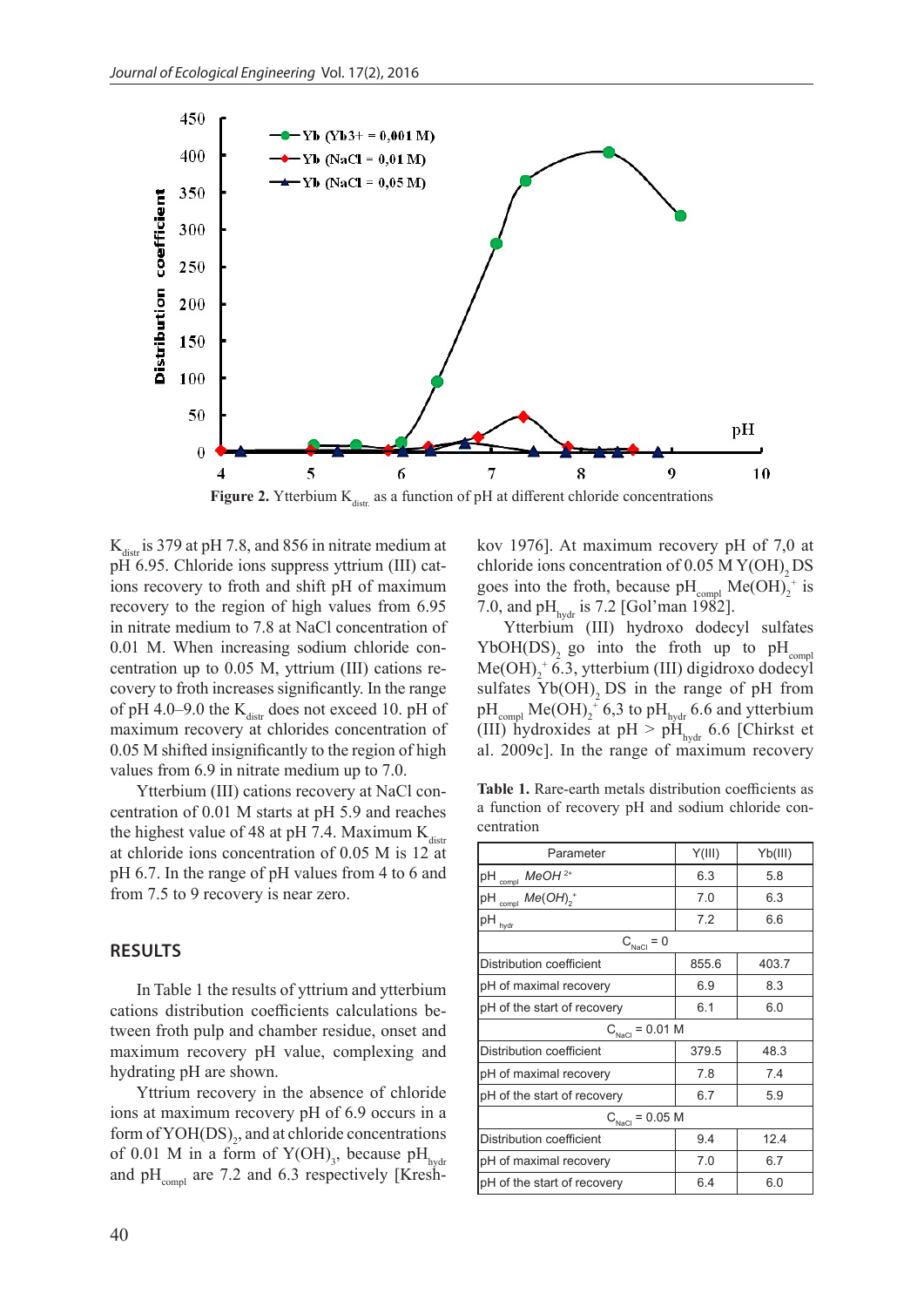**Figure 2.** Ytterbium $K_{distr.}$ as a function of pH at different chloride concentrations

$K_{distr}$ is 379 at pH 7.8, and 856 in nitrate medium at pH 6.95. Chloride ions suppress yttrium (III) cations recovery to froth and shift pH of maximum recovery to the region of high values from 6.95 in nitrate medium to 7.8 at NaCl concentration of 0.01 M. When increasing sodium chloride concentration up to 0.05 M, yttrium (III) cations recovery to froth increases significantly. In the range of pH 4.0–9.0 the $K_{distr}$ does not exceed 10. pH of maximum recovery at chlorides concentration of 0.05 M shifted insignificantly to the region of high values from 6.9 in nitrate medium up to 7.0.

Ytterbium (III) cations recovery at NaCl concentration of 0.01 M starts at pH 5.9 and reaches the highest value of 48 at pH 7.4. Maximum $K_{distr}$ at chloride ions concentration of 0.05 M is 12 at pH 6.7. In the range of pH values from 4 to 6 and from 7.5 to 9 recovery is near zero.

## RESULTS

In Table 1 the results of yttrium and ytterbium cations distribution coefficients calculations between froth pulp and chamber residue, onset and maximum recovery pH value, complexing and hydrating pH are shown.

Yttrium recovery in the absence of chloride ions at maximum recovery pH of 6.9 occurs in a form of $YOH(DS)_2$, and at chloride concentrations of 0.01 M in a form of $Y(OH)_3$, because $pH_{hydr}$ and $pH_{compl}$ are 7.2 and 6.3 respectively [Kreshkov 1976]. At maximum recovery pH of 7,0 at chloride ions concentration of 0.05 M $Y(OH)_2DS$ goes into the froth, because $pH_{compl}$ $Me(OH)_2^+$ is 7.0, and $pH_{hydr}$ is 7.2 [Gol'man 1982].

Ytterbium (III) hydroxo dodecyl sulfates $YbOH(DS)_2$ go into the froth up to $pH_{compl}$ $Me(OH)_2^+$ 6.3, ytterbium (III) digidroxo dodecyl sulfates $Yb(OH)_2DS$ in the range of pH from $pH_{compl}$ $Me(OH)_2^+$ 6,3 to $pH_{hydr}$ 6.6 and ytterbium (III) hydroxides at pH > $pH_{hydr}$ 6.6 [Chirkst et al. 2009c]. In the range of maximum recovery

**Table 1.** Rare-earth metals distribution coefficients as a function of recovery pH and sodium chloride concentration

| Parameter | Y(III) | Yb(III) |
|---|---|---|
| $pH_{compl}$ $MeOH^{2+}$ | 6.3 | 5.8 |
| $pH_{compl}$ $Me(OH)_2^+$ | 7.0 | 6.3 |
| $pH_{hydr}$ | 7.2 | 6.6 |
| $C_{NaCl} = 0$ | | |
| Distribution coefficient | 855.6 | 403.7 |
| pH of maximal recovery | 6.9 | 8.3 |
| pH of the start of recovery | 6.1 | 6.0 |
| $C_{NaCl} = 0.01$ M | | |
| Distribution coefficient | 379.5 | 48.3 |
| pH of maximal recovery | 7.8 | 7.4 |
| pH of the start of recovery | 6.7 | 5.9 |
| $C_{NaCl} = 0.05$ M | | |
| Distribution coefficient | 9.4 | 12.4 |
| pH of maximal recovery | 7.0 | 6.7 |
| pH of the start of recovery | 6.4 | 6.0 |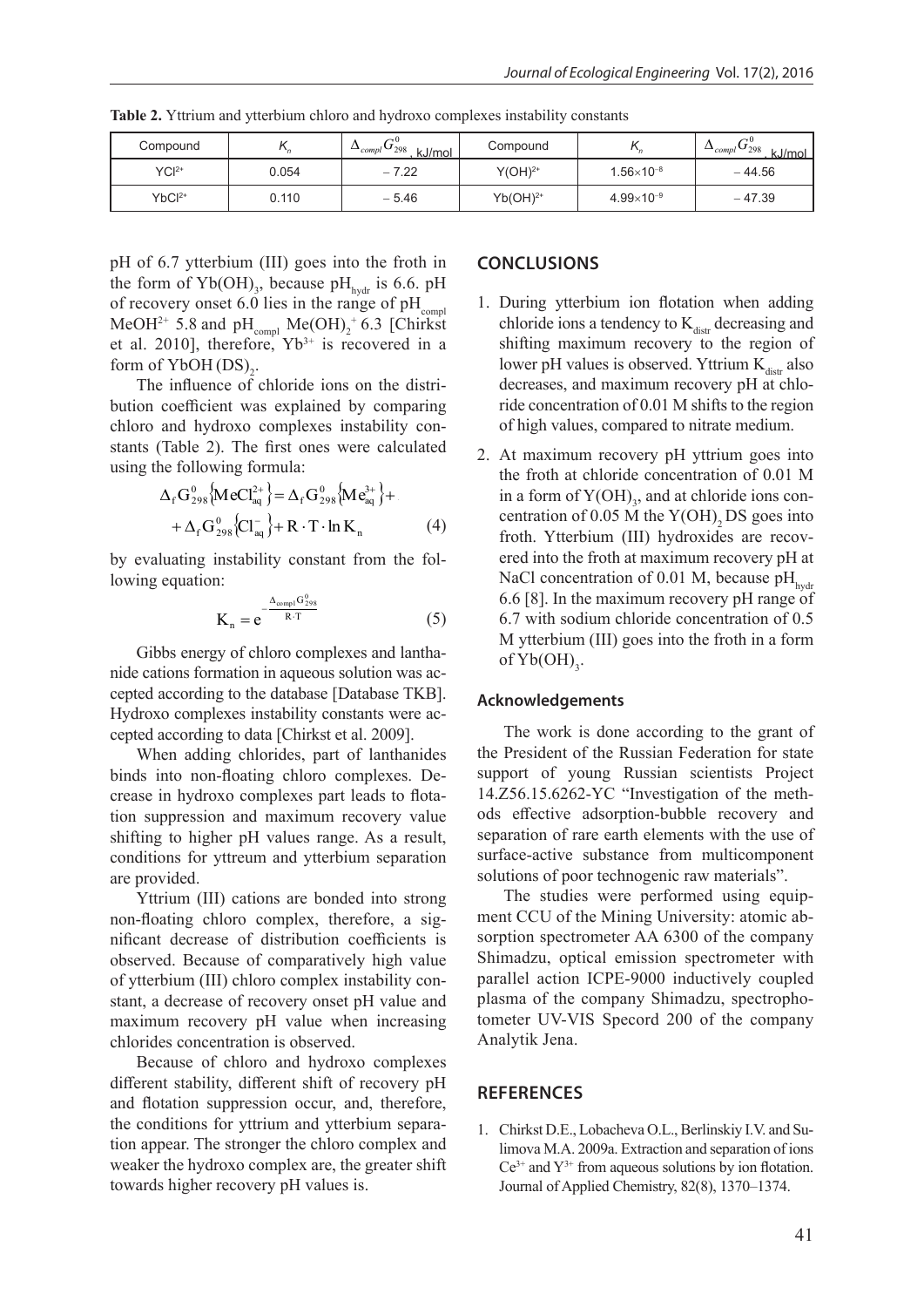**Table 2.** Yttrium and ytterbium chloro and hydroxo complexes instability constants

| Compound | $K_n$ | $\Delta_{compl}G^0_{298}$, kJ/mol | Compound | $K_n$ | $\Delta_{compl}G^0_{298}$, kJ/mol |
|---|---|---|---|---|---|
| $YCl^{2+}$ | 0.054 | – 7.22 | $Y(OH)^{2+}$ | $1.56\times10^{-8}$ | – 44.56 |
| $YbCl^{2+}$ | 0.110 | – 5.46 | $Yb(OH)^{2+}$ | $4.99\times10^{-9}$ | – 47.39 |

pH of 6.7 ytterbium (III) goes into the froth in the form of $Yb(OH)_3$, because $pH_{hydr}$ is 6.6. pH of recovery onset 6.0 lies in the range of $pH_{compl}$ $MeOH^{2+}$ 5.8 and $pH_{compl}$ $Me(OH)_2^+$ 6.3 [Chirkst et al. 2010], therefore, $Yb^{3+}$ is recovered in a form of $YbOH\,(DS)_2$.

The influence of chloride ions on the distribution coefficient was explained by comparing chloro and hydroxo complexes instability constants (Table 2). The first ones were calculated using the following formula:

$$\Delta_f G^0_{298}\{MeCl^{2+}_{aq}\} = \Delta_f G^0_{298}\{Me^{3+}_{aq}\} + \Delta_f G^0_{298}\{Cl^-_{aq}\} + R \cdot T \cdot \ln K_n \tag{4}$$

by evaluating instability constant from the following equation:

$$K_n = e^{-\frac{\Delta_{compl}G^0_{298}}{R \cdot T}} \tag{5}$$

Gibbs energy of chloro complexes and lanthanide cations formation in aqueous solution was accepted according to the database [Database TKB]. Hydroxo complexes instability constants were accepted according to data [Chirkst et al. 2009].

When adding chlorides, part of lanthanides binds into non-floating chloro complexes. Decrease in hydroxo complexes part leads to flotation suppression and maximum recovery value shifting to higher pH values range. As a result, conditions for yttreum and ytterbium separation are provided.

Yttrium (III) cations are bonded into strong non-floating chloro complex, therefore, a significant decrease of distribution coefficients is observed. Because of comparatively high value of ytterbium (III) chloro complex instability constant, a decrease of recovery onset pH value and maximum recovery pH value when increasing chlorides concentration is observed.

Because of chloro and hydroxo complexes different stability, different shift of recovery pH and flotation suppression occur, and, therefore, the conditions for yttrium and ytterbium separation appear. The stronger the chloro complex and weaker the hydroxo complex are, the greater shift towards higher recovery pH values is.

## CONCLUSIONS

1. During ytterbium ion flotation when adding chloride ions a tendency to $K_{distr}$ decreasing and shifting maximum recovery to the region of lower pH values is observed. Yttrium $K_{distr}$ also decreases, and maximum recovery pH at chloride concentration of 0.01 M shifts to the region of high values, compared to nitrate medium.
2. At maximum recovery pH yttrium goes into the froth at chloride concentration of 0.01 M in a form of $Y(OH)_3$, and at chloride ions concentration of 0.05 M the $Y(OH)_2$ DS goes into froth. Ytterbium (III) hydroxides are recovered into the froth at maximum recovery pH at NaCl concentration of 0.01 M, because $pH_{hydr}$ 6.6 [8]. In the maximum recovery pH range of 6.7 with sodium chloride concentration of 0.5 M ytterbium (III) goes into the froth in a form of $Yb(OH)_3$.

### Acknowledgements

The work is done according to the grant of the President of the Russian Federation for state support of young Russian scientists Project 14.Z56.15.6262-YC "Investigation of the methods effective adsorption-bubble recovery and separation of rare earth elements with the use of surface-active substance from multicomponent solutions of poor technogenic raw materials".

The studies were performed using equipment CCU of the Mining University: atomic absorption spectrometer AA 6300 of the company Shimadzu, optical emission spectrometer with parallel action ICPE-9000 inductively coupled plasma of the company Shimadzu, spectrophotometer UV-VIS Specord 200 of the company Analytik Jena.

## REFERENCES

1. Chirkst D.E., Lobacheva O.L., Berlinskiy I.V. and Sulimova M.A. 2009a. Extraction and separation of ions $Ce^{3+}$ and $Y^{3+}$ from aqueous solutions by ion flotation. Journal of Applied Chemistry, 82(8), 1370–1374.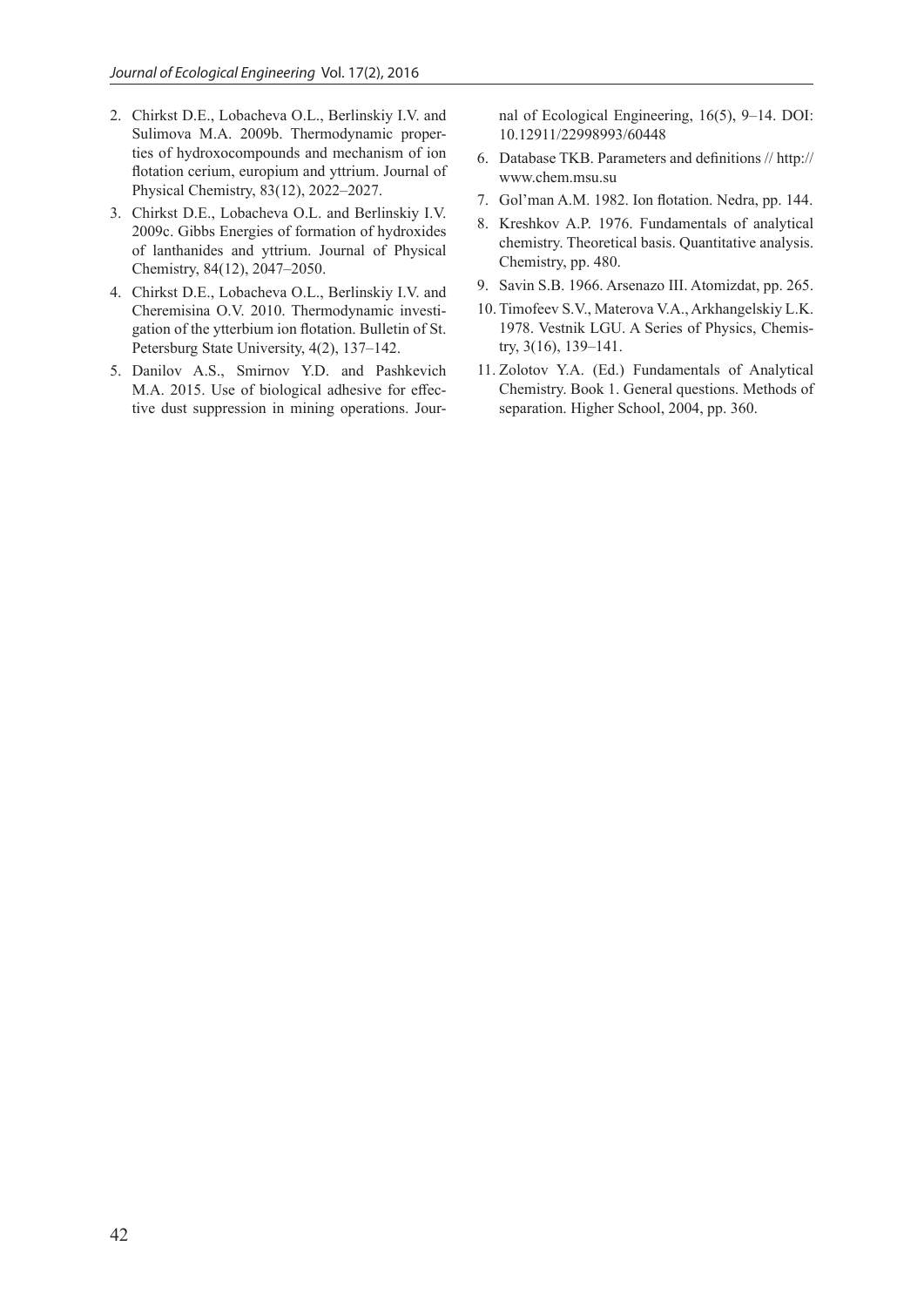2. Chirkst D.E., Lobacheva O.L., Berlinskiy I.V. and Sulimova M.A. 2009b. Thermodynamic properties of hydroxocompounds and mechanism of ion flotation cerium, europium and yttrium. Journal of Physical Chemistry, 83(12), 2022–2027.
3. Chirkst D.E., Lobacheva O.L. and Berlinskiy I.V. 2009c. Gibbs Energies of formation of hydroxides of lanthanides and yttrium. Journal of Physical Chemistry, 84(12), 2047–2050.
4. Chirkst D.E., Lobacheva O.L., Berlinskiy I.V. and Cheremisina O.V. 2010. Thermodynamic investigation of the ytterbium ion flotation. Bulletin of St. Petersburg State University, 4(2), 137–142.
5. Danilov A.S., Smirnov Y.D. and Pashkevich M.A. 2015. Use of biological adhesive for effective dust suppression in mining operations. Journal of Ecological Engineering, 16(5), 9–14. DOI: 10.12911/22998993/60448
6. Database TKB. Parameters and definitions // http://www.chem.msu.su
7. Gol'man A.M. 1982. Ion flotation. Nedra, pp. 144.
8. Kreshkov A.P. 1976. Fundamentals of analytical chemistry. Theoretical basis. Quantitative analysis. Chemistry, pp. 480.
9. Savin S.B. 1966. Arsenazo III. Atomizdat, pp. 265.
10. Timofeev S.V., Materova V.A., Arkhangelskiy L.K. 1978. Vestnik LGU. A Series of Physics, Chemistry, 3(16), 139–141.
11. Zolotov Y.A. (Ed.) Fundamentals of Analytical Chemistry. Book 1. General questions. Methods of separation. Higher School, 2004, pp. 360.